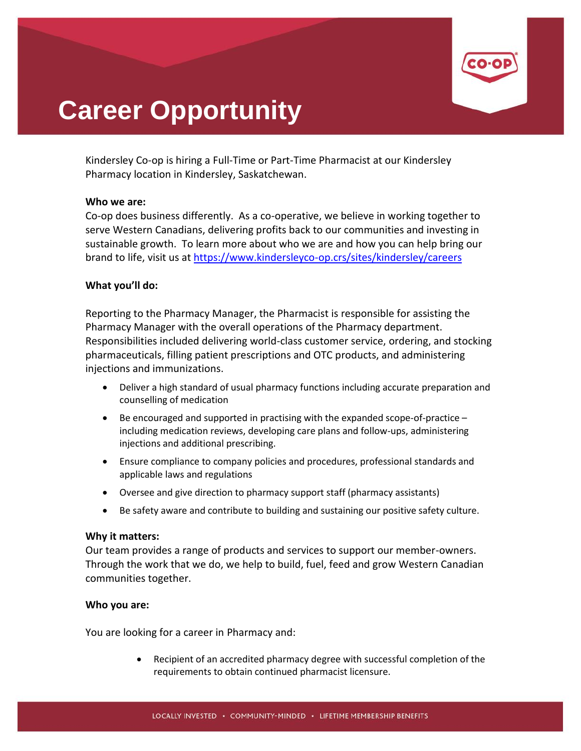# Career Opportunity

Kindersley Co-op is hiring a Full-Time or Part-Time Pharmacist at our Kindersley Pharmacy location in Kindersley, Saskatchewan.

**Who we are:**
Co-op does business differently. As a co-operative, we believe in working together to serve Western Canadians, delivering profits back to our communities and investing in sustainable growth. To learn more about who we are and how you can help bring our brand to life, visit us at [https://www.kindersleyco-op.crs/sites/kindersley/careers](https://www.kindersleyco-op.crs/sites/kindersley/careers)

**What you'll do:**

Reporting to the Pharmacy Manager, the Pharmacist is responsible for assisting the Pharmacy Manager with the overall operations of the Pharmacy department. Responsibilities included delivering world-class customer service, ordering, and stocking pharmaceuticals, filling patient prescriptions and OTC products, and administering injections and immunizations.

- Deliver a high standard of usual pharmacy functions including accurate preparation and counselling of medication
- Be encouraged and supported in practising with the expanded scope-of-practice – including medication reviews, developing care plans and follow-ups, administering injections and additional prescribing.
- Ensure compliance to company policies and procedures, professional standards and applicable laws and regulations
- Oversee and give direction to pharmacy support staff (pharmacy assistants)
- Be safety aware and contribute to building and sustaining our positive safety culture.

**Why it matters:**
Our team provides a range of products and services to support our member-owners. Through the work that we do, we help to build, fuel, feed and grow Western Canadian communities together.

**Who you are:**

You are looking for a career in Pharmacy and:

- Recipient of an accredited pharmacy degree with successful completion of the requirements to obtain continued pharmacist licensure.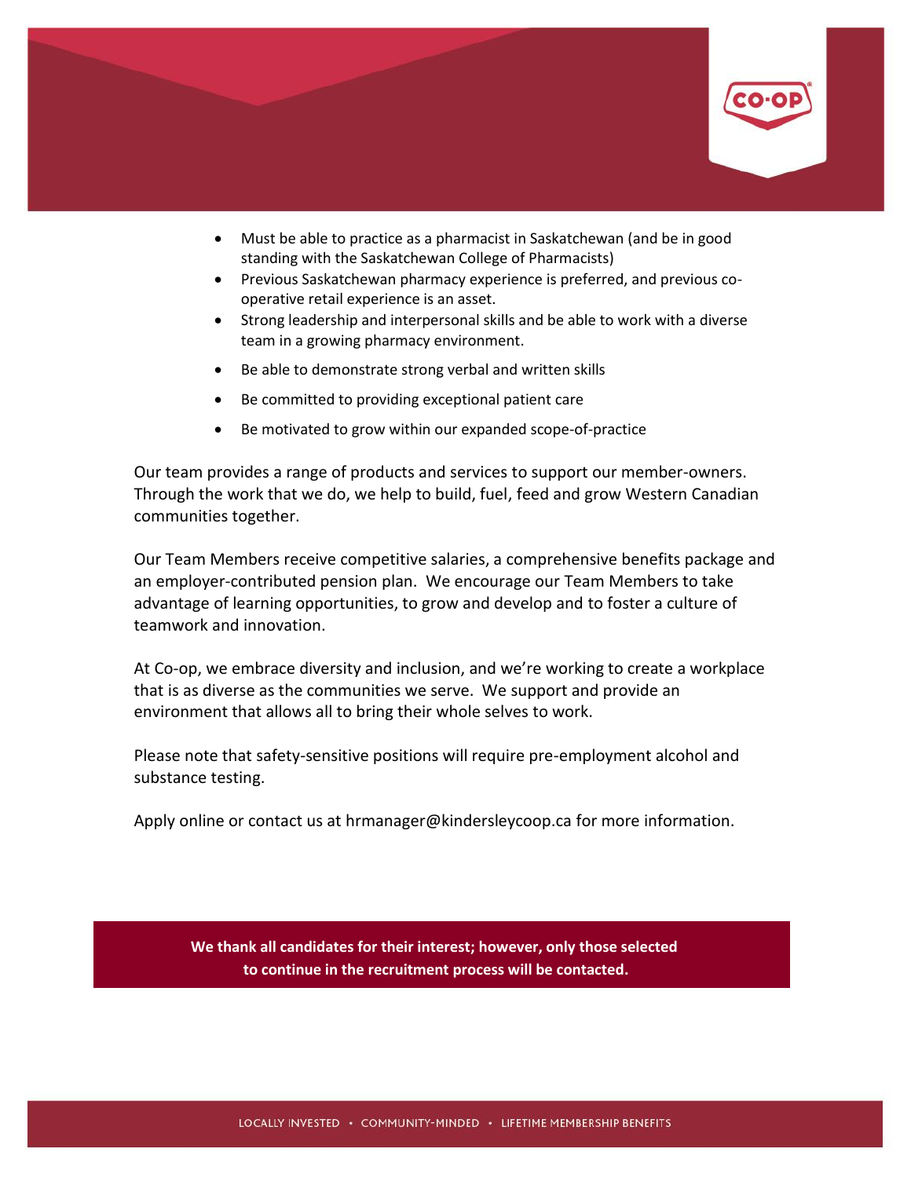- Must be able to practice as a pharmacist in Saskatchewan (and be in good standing with the Saskatchewan College of Pharmacists)
- Previous Saskatchewan pharmacy experience is preferred, and previous co-operative retail experience is an asset.
- Strong leadership and interpersonal skills and be able to work with a diverse team in a growing pharmacy environment.
- Be able to demonstrate strong verbal and written skills
- Be committed to providing exceptional patient care
- Be motivated to grow within our expanded scope-of-practice

Our team provides a range of products and services to support our member-owners. Through the work that we do, we help to build, fuel, feed and grow Western Canadian communities together.

Our Team Members receive competitive salaries, a comprehensive benefits package and an employer-contributed pension plan. We encourage our Team Members to take advantage of learning opportunities, to grow and develop and to foster a culture of teamwork and innovation.

At Co-op, we embrace diversity and inclusion, and we're working to create a workplace that is as diverse as the communities we serve. We support and provide an environment that allows all to bring their whole selves to work.

Please note that safety-sensitive positions will require pre-employment alcohol and substance testing.

Apply online or contact us at hrmanager@kindersleycoop.ca for more information.

**We thank all candidates for their interest; however, only those selected to continue in the recruitment process will be contacted.**